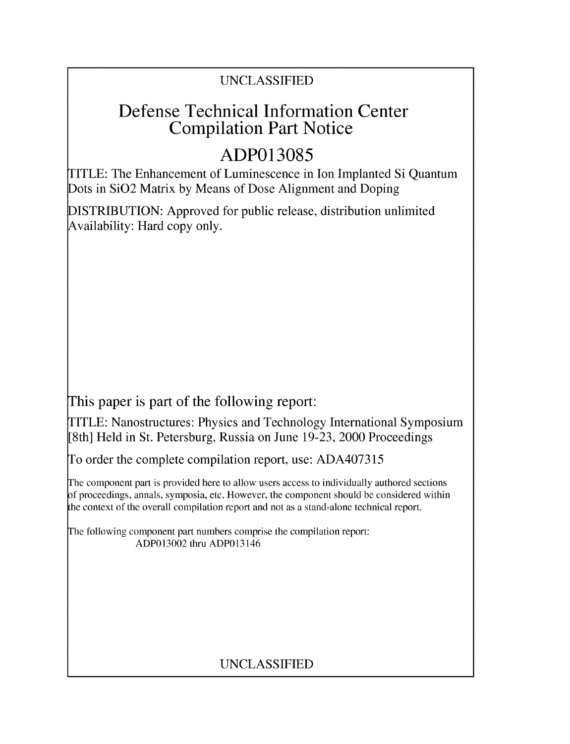UNCLASSIFIED

# Defense Technical Information Center Compilation Part Notice

# ADP013085

TITLE: The Enhancement of Luminescence in Ion Implanted Si Quantum Dots in SiO2 Matrix by Means of Dose Alignment and Doping

DISTRIBUTION: Approved for public release, distribution unlimited
Availability: Hard copy only.

This paper is part of the following report:

TITLE: Nanostructures: Physics and Technology International Symposium [8th] Held in St. Petersburg, Russia on June 19-23, 2000 Proceedings

To order the complete compilation report, use: ADA407315

The component part is provided here to allow users access to individually authored sections of proceedings, annals, symposia, etc. However, the component should be considered within the context of the overall compilation report and not as a stand-alone technical report.

The following component part numbers comprise the compilation report:
ADP013002 thru ADP013146

UNCLASSIFIED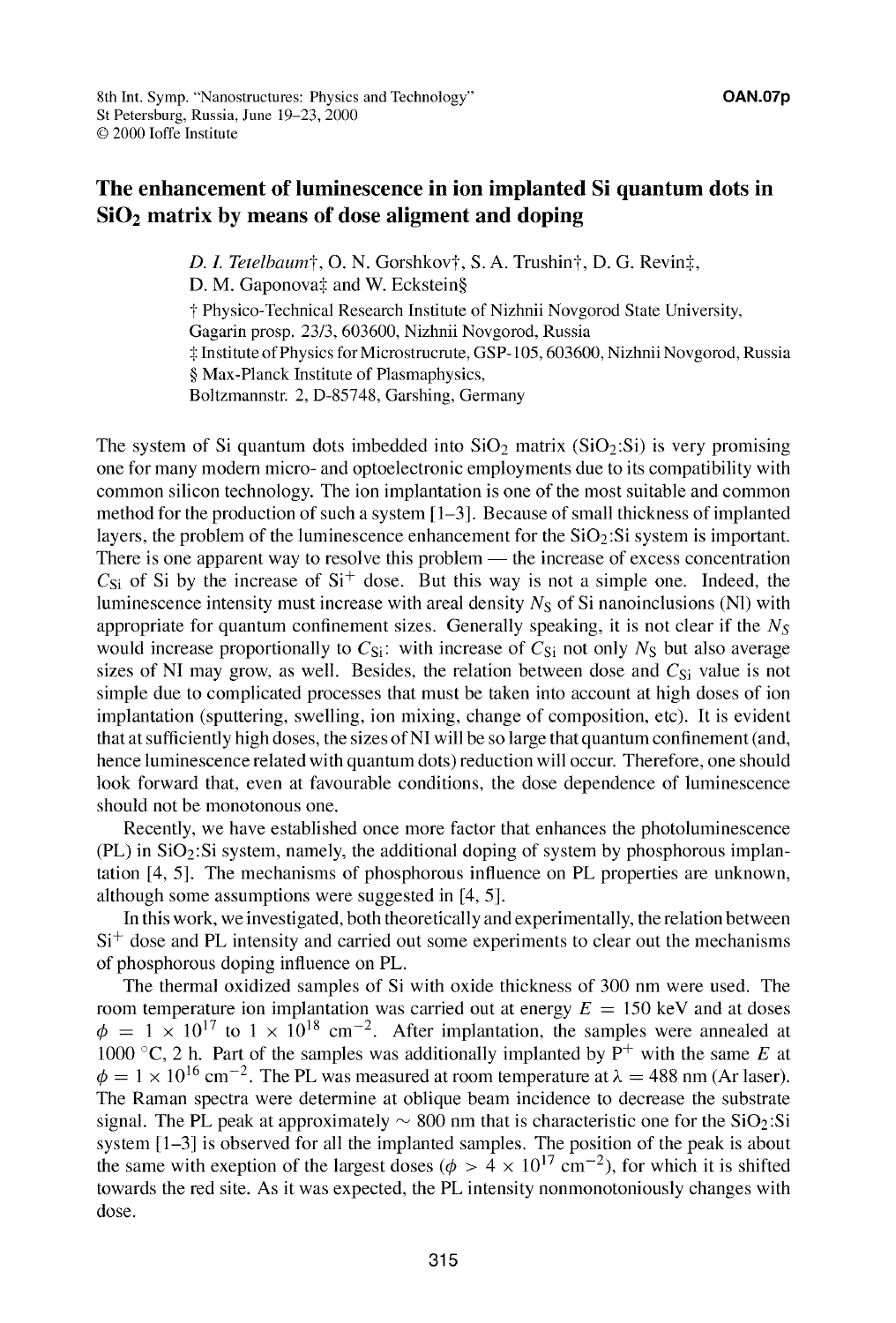# The enhancement of luminescence in ion implanted Si quantum dots in $SiO_2$ matrix by means of dose aligment and doping

*D. I. Tetelbaum*†, O. N. Gorshkov†, S. A. Trushin†, D. G. Revin‡, D. M. Gaponova‡ and W. Eckstein§

† Physico-Technical Research Institute of Nizhnii Novgorod State University, Gagarin prosp. 23/3, 603600, Nizhnii Novgorod, Russia

‡ Institute of Physics for Microstrucrute, GSP-105, 603600, Nizhnii Novgorod, Russia

§ Max-Planck Institute of Plasmaphysics, Boltzmannstr. 2, D-85748, Garshing, Germany

The system of Si quantum dots imbedded into $SiO_2$ matrix ($SiO_2$:Si) is very promising one for many modern micro- and optoelectronic employments due to its compatibility with common silicon technology. The ion implantation is one of the most suitable and common method for the production of such a system [1–3]. Because of small thickness of implanted layers, the problem of the luminescence enhancement for the $SiO_2$:Si system is important. There is one apparent way to resolve this problem — the increase of excess concentration $C_{Si}$ of Si by the increase of $Si^+$ dose. But this way is not a simple one. Indeed, the luminescence intensity must increase with areal density $N_S$ of Si nanoinclusions (NI) with appropriate for quantum confinement sizes. Generally speaking, it is not clear if the $N_S$ would increase proportionally to $C_{Si}$: with increase of $C_{Si}$ not only $N_S$ but also average sizes of NI may grow, as well. Besides, the relation between dose and $C_{Si}$ value is not simple due to complicated processes that must be taken into account at high doses of ion implantation (sputtering, swelling, ion mixing, change of composition, etc). It is evident that at sufficiently high doses, the sizes of NI will be so large that quantum confinement (and, hence luminescence related with quantum dots) reduction will occur. Therefore, one should look forward that, even at favourable conditions, the dose dependence of luminescence should not be monotonous one.

Recently, we have established once more factor that enhances the photoluminescence (PL) in $SiO_2$:Si system, namely, the additional doping of system by phosphorous implantation [4, 5]. The mechanisms of phosphorous influence on PL properties are unknown, although some assumptions were suggested in [4, 5].

In this work, we investigated, both theoretically and experimentally, the relation between $Si^+$ dose and PL intensity and carried out some experiments to clear out the mechanisms of phosphorous doping influence on PL.

The thermal oxidized samples of Si with oxide thickness of 300 nm were used. The room temperature ion implantation was carried out at energy $E = 150$ keV and at doses $\phi = 1 \times 10^{17}$ to $1 \times 10^{18}$ cm$^{-2}$. After implantation, the samples were annealed at 1000 °C, 2 h. Part of the samples was additionally implanted by $P^+$ with the same $E$ at $\phi = 1 \times 10^{16}$ cm$^{-2}$. The PL was measured at room temperature at $\lambda = 488$ nm (Ar laser). The Raman spectra were determine at oblique beam incidence to decrease the substrate signal. The PL peak at approximately $\sim 800$ nm that is characteristic one for the $SiO_2$:Si system [1–3] is observed for all the implanted samples. The position of the peak is about the same with exeption of the largest doses ($\phi > 4 \times 10^{17}$ cm$^{-2}$), for which it is shifted towards the red site. As it was expected, the PL intensity nonmonotoniously changes with dose.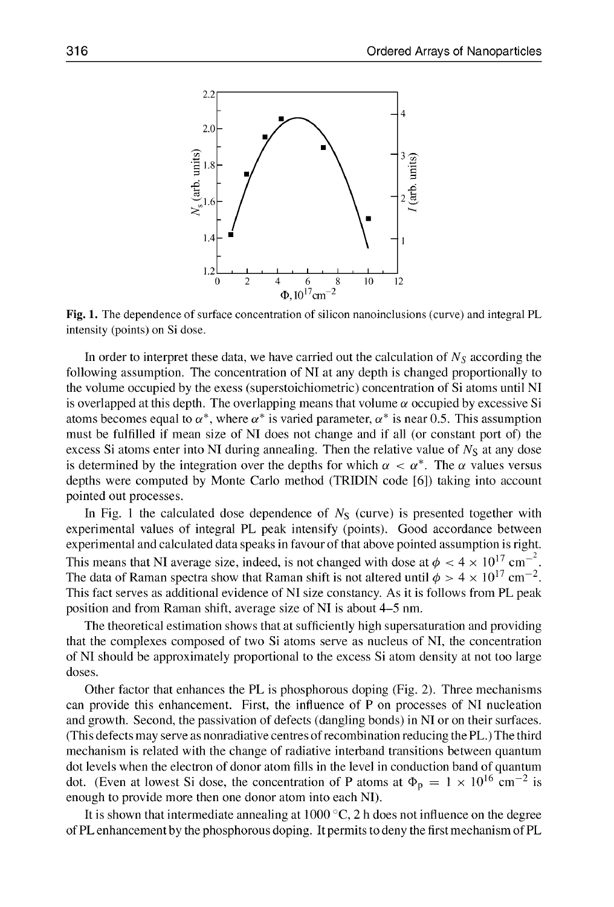**Fig. 1.** The dependence of surface concentration of silicon nanoinclusions (curve) and integral PL intensity (points) on Si dose.

In order to interpret these data, we have carried out the calculation of $N_S$ according the following assumption. The concentration of NI at any depth is changed proportionally to the volume occupied by the exess (superstoichiometric) concentration of Si atoms until NI is overlapped at this depth. The overlapping means that volume $\alpha$ occupied by excessive Si atoms becomes equal to $\alpha^*$, where $\alpha^*$ is varied parameter, $\alpha^*$ is near 0.5. This assumption must be fulfilled if mean size of NI does not change and if all (or constant port of) the excess Si atoms enter into NI during annealing. Then the relative value of $N_S$ at any dose is determined by the integration over the depths for which $\alpha < \alpha^*$. The $\alpha$ values versus depths were computed by Monte Carlo method (TRIDIN code [6]) taking into account pointed out processes.

In Fig. 1 the calculated dose dependence of $N_S$ (curve) is presented together with experimental values of integral PL peak intensify (points). Good accordance between experimental and calculated data speaks in favour of that above pointed assumption is right. This means that NI average size, indeed, is not changed with dose at $\phi < 4 \times 10^{17}$ cm$^{-2}$. The data of Raman spectra show that Raman shift is not altered until $\phi > 4 \times 10^{17}$ cm$^{-2}$. This fact serves as additional evidence of NI size constancy. As it is follows from PL peak position and from Raman shift, average size of NI is about 4–5 nm.

The theoretical estimation shows that at sufficiently high supersaturation and providing that the complexes composed of two Si atoms serve as nucleus of NI, the concentration of NI should be approximately proportional to the excess Si atom density at not too large doses.

Other factor that enhances the PL is phosphorous doping (Fig. 2). Three mechanisms can provide this enhancement. First, the influence of P on processes of NI nucleation and growth. Second, the passivation of defects (dangling bonds) in NI or on their surfaces. (This defects may serve as nonradiative centres of recombination reducing the PL.) The third mechanism is related with the change of radiative interband transitions between quantum dot levels when the electron of donor atom fills in the level in conduction band of quantum dot. (Even at lowest Si dose, the concentration of P atoms at $\Phi_P = 1 \times 10^{16}$ cm$^{-2}$ is enough to provide more then one donor atom into each NI).

It is shown that intermediate annealing at 1000 °C, 2 h does not influence on the degree of PL enhancement by the phosphorous doping. It permits to deny the first mechanism of PL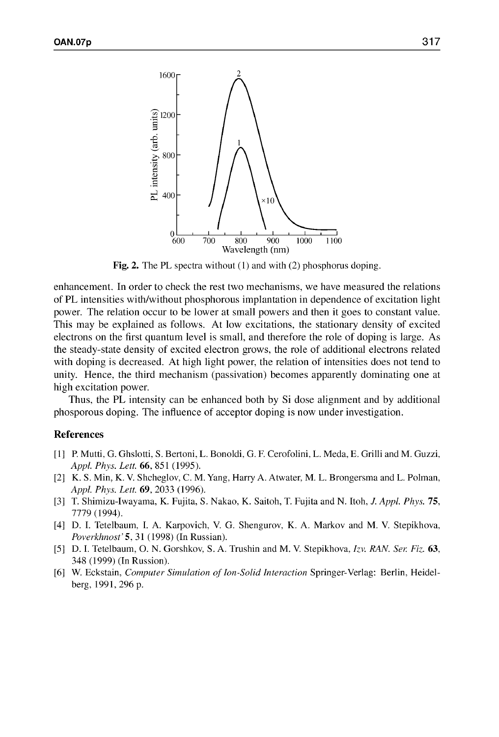1600

1200

800

400

0

600 700 800 900 1000 1100

Wavelength (nm)

PL intensity (arb. units)

2

1

×10

**Fig. 2.** The PL spectra without (1) and with (2) phosphorus doping.

enhancement. In order to check the rest two mechanisms, we have measured the relations of PL intensities with/without phosphorous implantation in dependence of excitation light power. The relation occur to be lower at small powers and then it goes to constant value. This may be explained as follows. At low excitations, the stationary density of excited electrons on the first quantum level is small, and therefore the role of doping is large. As the steady-state density of excited electron grows, the role of additional electrons related with doping is decreased. At high light power, the relation of intensities does not tend to unity. Hence, the third mechanism (passivation) becomes apparently dominating one at high excitation power.

Thus, the PL intensity can be enhanced both by Si dose alignment and by additional phosporous doping. The influence of acceptor doping is now under investigation.

## References

[1] P. Mutti, G. Ghslotti, S. Bertoni, L. Bonoldi, G. F. Cerofolini, L. Meda, E. Grilli and M. Guzzi, *Appl. Phys. Lett.* **66**, 851 (1995).

[2] K. S. Min, K. V. Shcheglov, C. M. Yang, Harry A. Atwater, M. L. Brongersma and L. Polman, *Appl. Phys. Lett.* **69**, 2033 (1996).

[3] T. Shimizu-Iwayama, K. Fujita, S. Nakao, K. Saitoh, T. Fujita and N. Itoh, *J. Appl. Phys.* **75**, 7779 (1994).

[4] D. I. Tetelbaum, I. A. Karpovich, V. G. Shengurov, K. A. Markov and M. V. Stepikhova, *Poverkhnost'* **5**, 31 (1998) (In Russian).

[5] D. I. Tetelbaum, O. N. Gorshkov, S. A. Trushin and M. V. Stepikhova, *Izv. RAN. Ser. Fiz.* **63**, 348 (1999) (In Russion).

[6] W. Eckstain, *Computer Simulation of Ion-Solid Interaction* Springer-Verlag: Berlin, Heidelberg, 1991, 296 p.